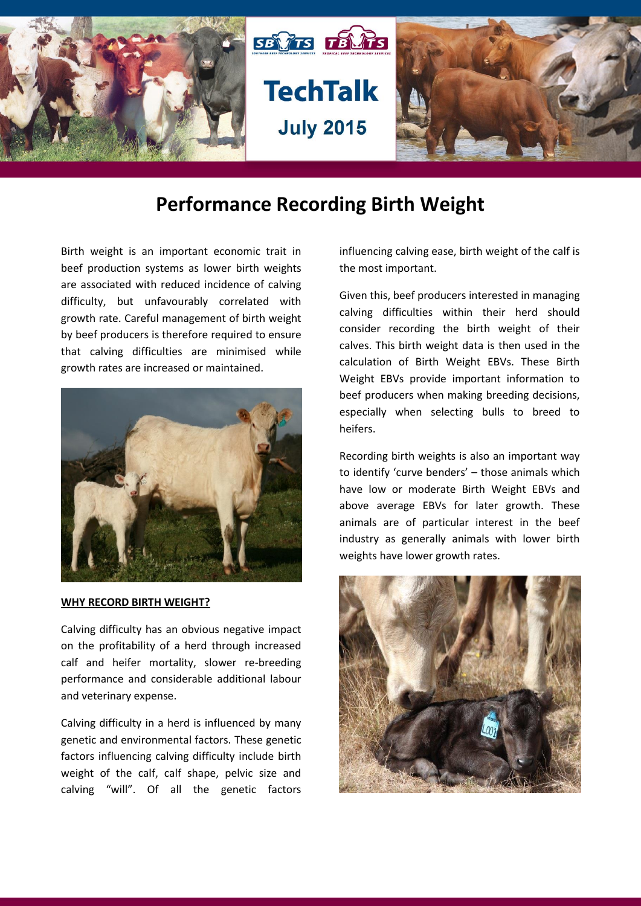# TechTalk

July 2015

## Performance Recording Birth Weight

Birth weight is an important economic trait in beef production systems as lower birth weights are associated with reduced incidence of calving difficulty, but unfavourably correlated with growth rate. Careful management of birth weight by beef producers is therefore required to ensure that calving difficulties are minimised while growth rates are increased or maintained.

**WHY RECORD BIRTH WEIGHT?**

Calving difficulty has an obvious negative impact on the profitability of a herd through increased calf and heifer mortality, slower re-breeding performance and considerable additional labour and veterinary expense.

Calving difficulty in a herd is influenced by many genetic and environmental factors. These genetic factors influencing calving difficulty include birth weight of the calf, calf shape, pelvic size and calving "will". Of all the genetic factors influencing calving ease, birth weight of the calf is the most important.

Given this, beef producers interested in managing calving difficulties within their herd should consider recording the birth weight of their calves. This birth weight data is then used in the calculation of Birth Weight EBVs. These Birth Weight EBVs provide important information to beef producers when making breeding decisions, especially when selecting bulls to breed to heifers.

Recording birth weights is also an important way to identify 'curve benders' – those animals which have low or moderate Birth Weight EBVs and above average EBVs for later growth. These animals are of particular interest in the beef industry as generally animals with lower birth weights have lower growth rates.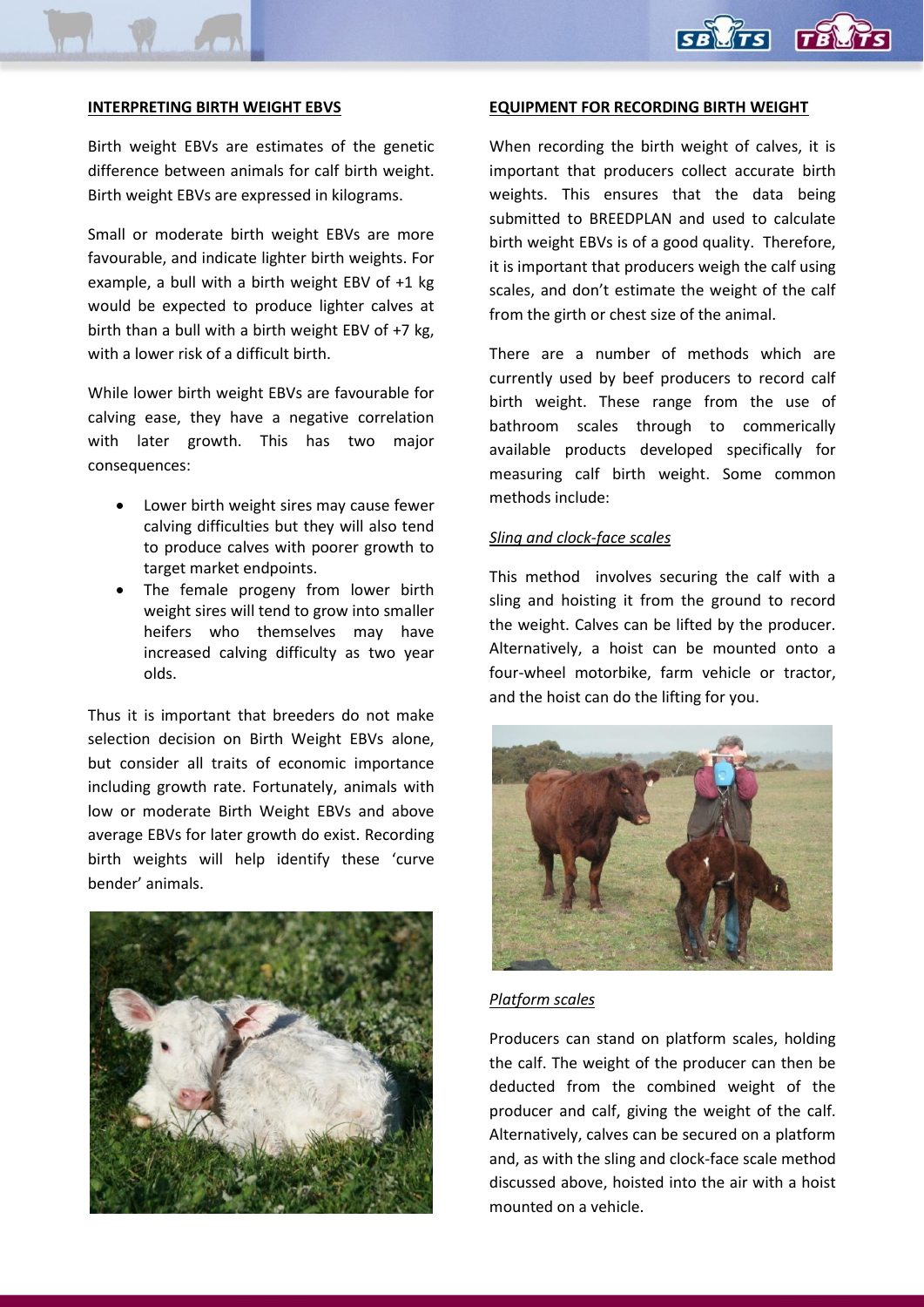## INTERPRETING BIRTH WEIGHT EBVS

Birth weight EBVs are estimates of the genetic difference between animals for calf birth weight. Birth weight EBVs are expressed in kilograms.

Small or moderate birth weight EBVs are more favourable, and indicate lighter birth weights. For example, a bull with a birth weight EBV of +1 kg would be expected to produce lighter calves at birth than a bull with a birth weight EBV of +7 kg, with a lower risk of a difficult birth.

While lower birth weight EBVs are favourable for calving ease, they have a negative correlation with later growth. This has two major consequences:

- Lower birth weight sires may cause fewer calving difficulties but they will also tend to produce calves with poorer growth to target market endpoints.
- The female progeny from lower birth weight sires will tend to grow into smaller heifers who themselves may have increased calving difficulty as two year olds.

Thus it is important that breeders do not make selection decision on Birth Weight EBVs alone, but consider all traits of economic importance including growth rate. Fortunately, animals with low or moderate Birth Weight EBVs and above average EBVs for later growth do exist. Recording birth weights will help identify these 'curve bender' animals.

## EQUIPMENT FOR RECORDING BIRTH WEIGHT

When recording the birth weight of calves, it is important that producers collect accurate birth weights. This ensures that the data being submitted to BREEDPLAN and used to calculate birth weight EBVs is of a good quality. Therefore, it is important that producers weigh the calf using scales, and don't estimate the weight of the calf from the girth or chest size of the animal.

There are a number of methods which are currently used by beef producers to record calf birth weight. These range from the use of bathroom scales through to commerically available products developed specifically for measuring calf birth weight. Some common methods include:

*Sling and clock-face scales*

This method involves securing the calf with a sling and hoisting it from the ground to record the weight. Calves can be lifted by the producer. Alternatively, a hoist can be mounted onto a four-wheel motorbike, farm vehicle or tractor, and the hoist can do the lifting for you.

*Platform scales*

Producers can stand on platform scales, holding the calf. The weight of the producer can then be deducted from the combined weight of the producer and calf, giving the weight of the calf. Alternatively, calves can be secured on a platform and, as with the sling and clock-face scale method discussed above, hoisted into the air with a hoist mounted on a vehicle.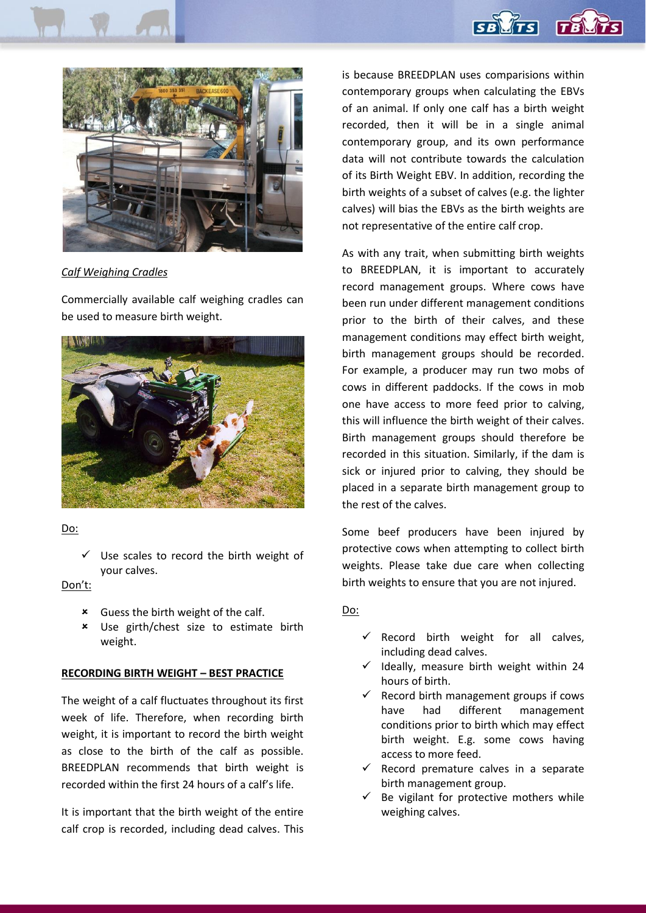*Calf Weighing Cradles*

Commercially available calf weighing cradles can be used to measure birth weight.

Do:

- ✓ Use scales to record the birth weight of your calves.

Don't:

- ✗ Guess the birth weight of the calf.
- ✗ Use girth/chest size to estimate birth weight.

**RECORDING BIRTH WEIGHT – BEST PRACTICE**

The weight of a calf fluctuates throughout its first week of life. Therefore, when recording birth weight, it is important to record the birth weight as close to the birth of the calf as possible. BREEDPLAN recommends that birth weight is recorded within the first 24 hours of a calf's life.

It is important that the birth weight of the entire calf crop is recorded, including dead calves. This is because BREEDPLAN uses comparisions within contemporary groups when calculating the EBVs of an animal. If only one calf has a birth weight recorded, then it will be in a single animal contemporary group, and its own performance data will not contribute towards the calculation of its Birth Weight EBV. In addition, recording the birth weights of a subset of calves (e.g. the lighter calves) will bias the EBVs as the birth weights are not representative of the entire calf crop.

As with any trait, when submitting birth weights to BREEDPLAN, it is important to accurately record management groups. Where cows have been run under different management conditions prior to the birth of their calves, and these management conditions may effect birth weight, birth management groups should be recorded. For example, a producer may run two mobs of cows in different paddocks. If the cows in mob one have access to more feed prior to calving, this will influence the birth weight of their calves. Birth management groups should therefore be recorded in this situation. Similarly, if the dam is sick or injured prior to calving, they should be placed in a separate birth management group to the rest of the calves.

Some beef producers have been injured by protective cows when attempting to collect birth weights. Please take due care when collecting birth weights to ensure that you are not injured.

Do:

- ✓ Record birth weight for all calves, including dead calves.
- ✓ Ideally, measure birth weight within 24 hours of birth.
- ✓ Record birth management groups if cows have had different management conditions prior to birth which may effect birth weight. E.g. some cows having access to more feed.
- ✓ Record premature calves in a separate birth management group.
- ✓ Be vigilant for protective mothers while weighing calves.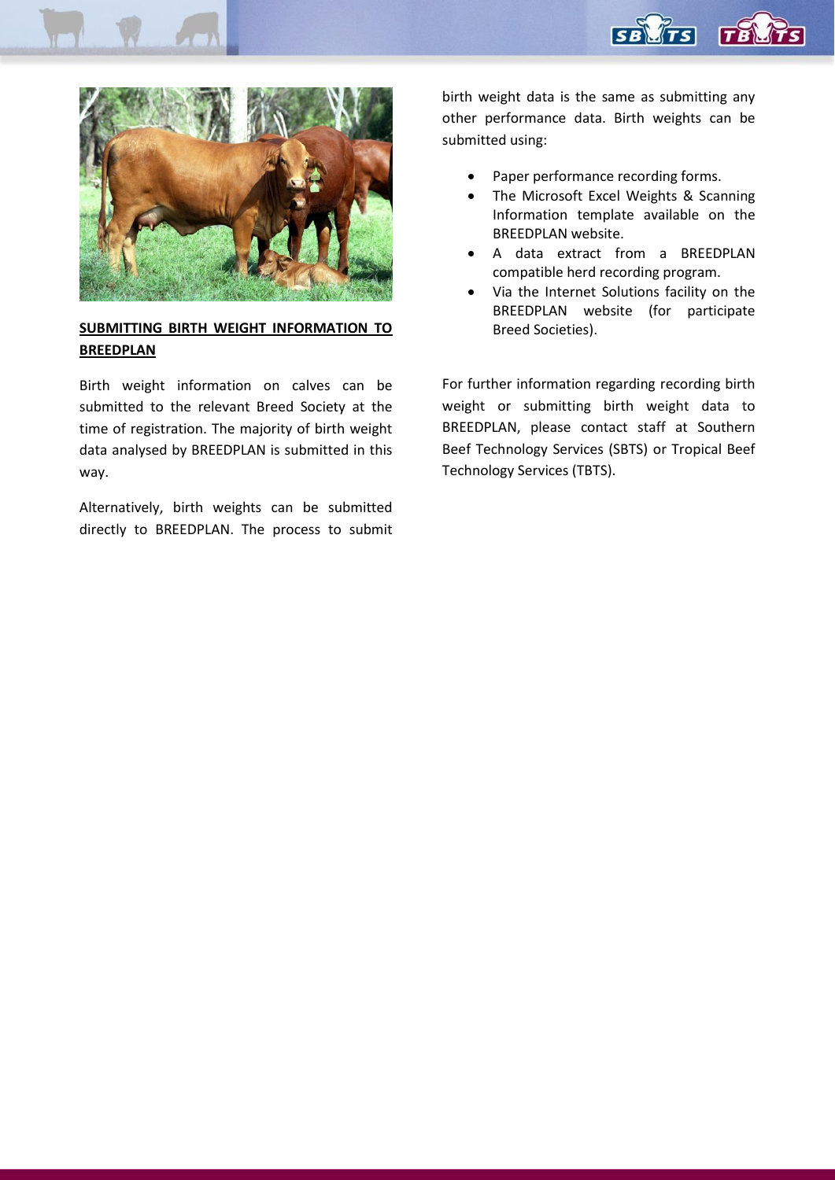## SUBMITTING BIRTH WEIGHT INFORMATION TO BREEDPLAN

Birth weight information on calves can be submitted to the relevant Breed Society at the time of registration. The majority of birth weight data analysed by BREEDPLAN is submitted in this way.

Alternatively, birth weights can be submitted directly to BREEDPLAN. The process to submit birth weight data is the same as submitting any other performance data. Birth weights can be submitted using:

- Paper performance recording forms.
- The Microsoft Excel Weights & Scanning Information template available on the BREEDPLAN website.
- A data extract from a BREEDPLAN compatible herd recording program.
- Via the Internet Solutions facility on the BREEDPLAN website (for participate Breed Societies).

For further information regarding recording birth weight or submitting birth weight data to BREEDPLAN, please contact staff at Southern Beef Technology Services (SBTS) or Tropical Beef Technology Services (TBTS).